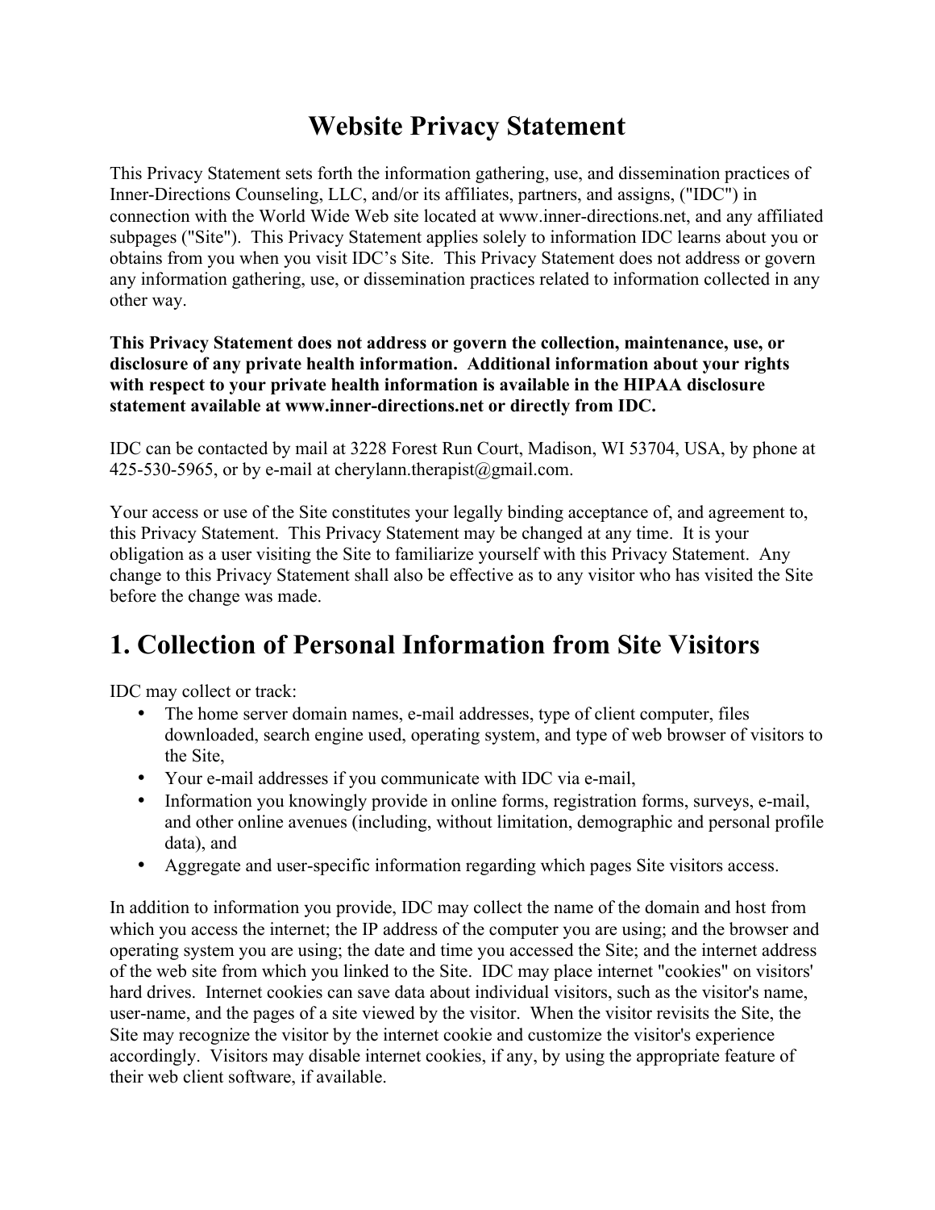# Website Privacy Statement

This Privacy Statement sets forth the information gathering, use, and dissemination practices of Inner-Directions Counseling, LLC, and/or its affiliates, partners, and assigns, ("IDC") in connection with the World Wide Web site located at www.inner-directions.net, and any affiliated subpages ("Site"). This Privacy Statement applies solely to information IDC learns about you or obtains from you when you visit IDC's Site. This Privacy Statement does not address or govern any information gathering, use, or dissemination practices related to information collected in any other way.

**This Privacy Statement does not address or govern the collection, maintenance, use, or disclosure of any private health information. Additional information about your rights with respect to your private health information is available in the HIPAA disclosure statement available at www.inner-directions.net or directly from IDC.**

IDC can be contacted by mail at 3228 Forest Run Court, Madison, WI 53704, USA, by phone at 425-530-5965, or by e-mail at cherylann.therapist@gmail.com.

Your access or use of the Site constitutes your legally binding acceptance of, and agreement to, this Privacy Statement. This Privacy Statement may be changed at any time. It is your obligation as a user visiting the Site to familiarize yourself with this Privacy Statement. Any change to this Privacy Statement shall also be effective as to any visitor who has visited the Site before the change was made.

## 1. Collection of Personal Information from Site Visitors

IDC may collect or track:

- The home server domain names, e-mail addresses, type of client computer, files downloaded, search engine used, operating system, and type of web browser of visitors to the Site,
- Your e-mail addresses if you communicate with IDC via e-mail,
- Information you knowingly provide in online forms, registration forms, surveys, e-mail, and other online avenues (including, without limitation, demographic and personal profile data), and
- Aggregate and user-specific information regarding which pages Site visitors access.

In addition to information you provide, IDC may collect the name of the domain and host from which you access the internet; the IP address of the computer you are using; and the browser and operating system you are using; the date and time you accessed the Site; and the internet address of the web site from which you linked to the Site. IDC may place internet "cookies" on visitors' hard drives. Internet cookies can save data about individual visitors, such as the visitor's name, user-name, and the pages of a site viewed by the visitor. When the visitor revisits the Site, the Site may recognize the visitor by the internet cookie and customize the visitor's experience accordingly. Visitors may disable internet cookies, if any, by using the appropriate feature of their web client software, if available.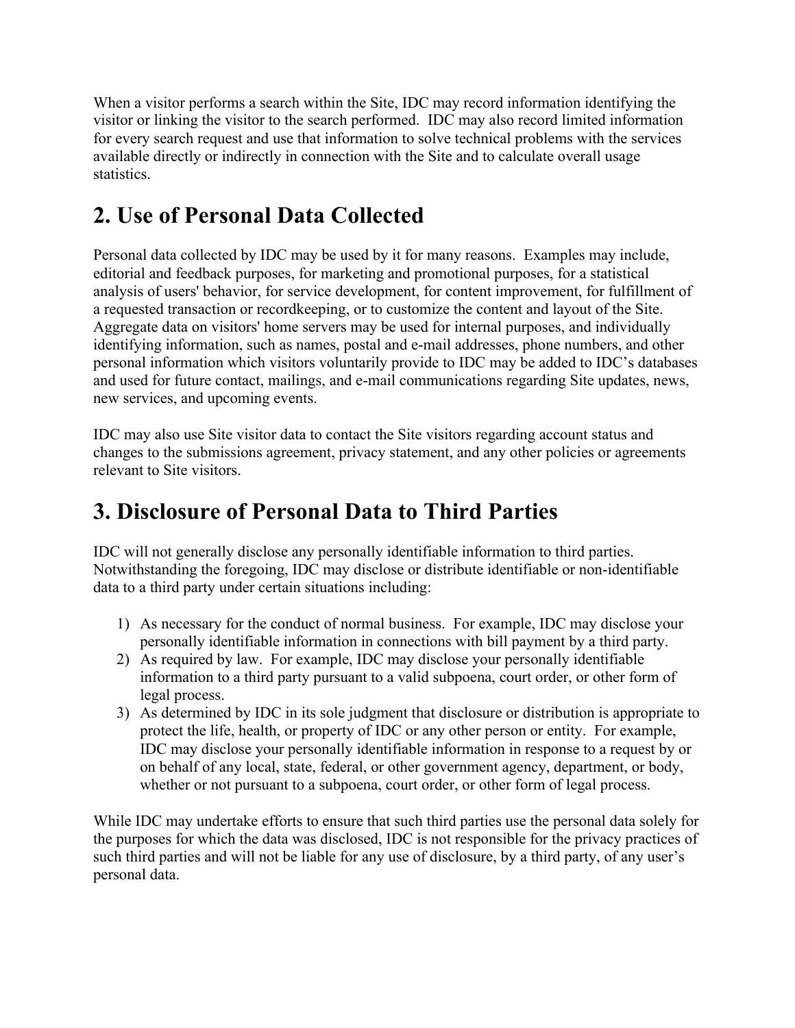When a visitor performs a search within the Site, IDC may record information identifying the visitor or linking the visitor to the search performed. IDC may also record limited information for every search request and use that information to solve technical problems with the services available directly or indirectly in connection with the Site and to calculate overall usage statistics.

## 2. Use of Personal Data Collected

Personal data collected by IDC may be used by it for many reasons. Examples may include, editorial and feedback purposes, for marketing and promotional purposes, for a statistical analysis of users' behavior, for service development, for content improvement, for fulfillment of a requested transaction or recordkeeping, or to customize the content and layout of the Site. Aggregate data on visitors' home servers may be used for internal purposes, and individually identifying information, such as names, postal and e-mail addresses, phone numbers, and other personal information which visitors voluntarily provide to IDC may be added to IDC's databases and used for future contact, mailings, and e-mail communications regarding Site updates, news, new services, and upcoming events.

IDC may also use Site visitor data to contact the Site visitors regarding account status and changes to the submissions agreement, privacy statement, and any other policies or agreements relevant to Site visitors.

## 3. Disclosure of Personal Data to Third Parties

IDC will not generally disclose any personally identifiable information to third parties. Notwithstanding the foregoing, IDC may disclose or distribute identifiable or non-identifiable data to a third party under certain situations including:

1) As necessary for the conduct of normal business. For example, IDC may disclose your personally identifiable information in connections with bill payment by a third party.
2) As required by law. For example, IDC may disclose your personally identifiable information to a third party pursuant to a valid subpoena, court order, or other form of legal process.
3) As determined by IDC in its sole judgment that disclosure or distribution is appropriate to protect the life, health, or property of IDC or any other person or entity. For example, IDC may disclose your personally identifiable information in response to a request by or on behalf of any local, state, federal, or other government agency, department, or body, whether or not pursuant to a subpoena, court order, or other form of legal process.

While IDC may undertake efforts to ensure that such third parties use the personal data solely for the purposes for which the data was disclosed, IDC is not responsible for the privacy practices of such third parties and will not be liable for any use of disclosure, by a third party, of any user's personal data.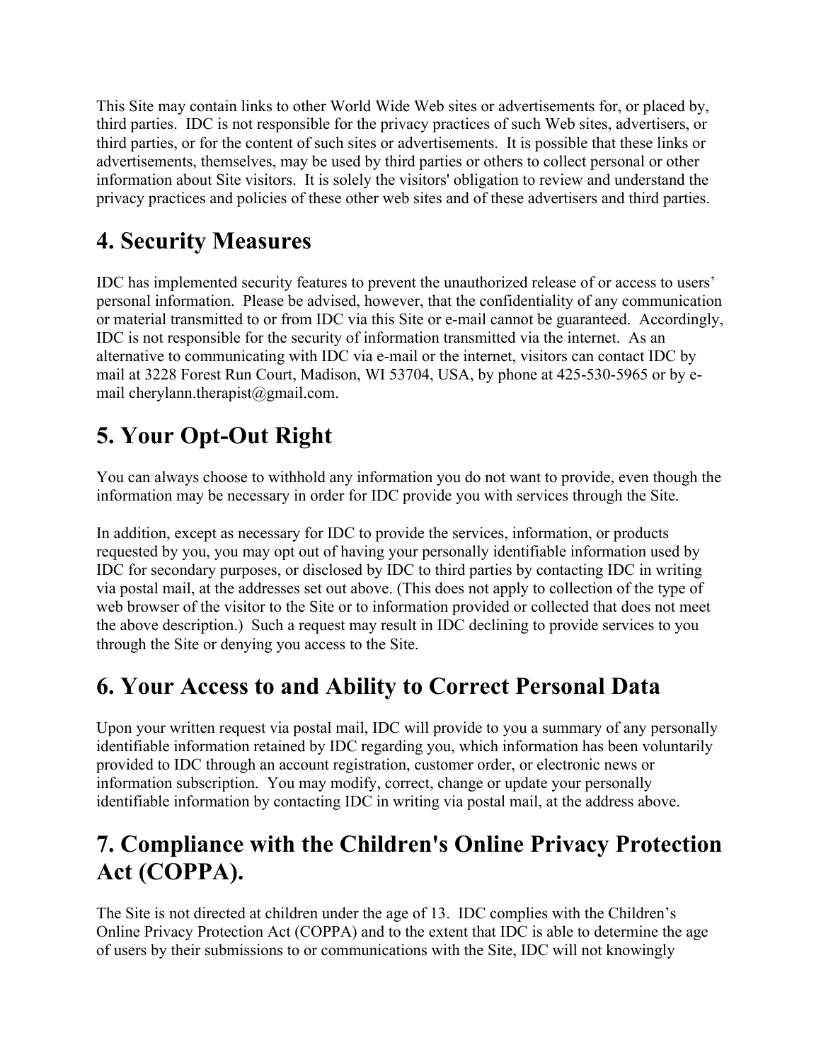This Site may contain links to other World Wide Web sites or advertisements for, or placed by, third parties. IDC is not responsible for the privacy practices of such Web sites, advertisers, or third parties, or for the content of such sites or advertisements. It is possible that these links or advertisements, themselves, may be used by third parties or others to collect personal or other information about Site visitors. It is solely the visitors' obligation to review and understand the privacy practices and policies of these other web sites and of these advertisers and third parties.

## 4. Security Measures

IDC has implemented security features to prevent the unauthorized release of or access to users' personal information. Please be advised, however, that the confidentiality of any communication or material transmitted to or from IDC via this Site or e-mail cannot be guaranteed. Accordingly, IDC is not responsible for the security of information transmitted via the internet. As an alternative to communicating with IDC via e-mail or the internet, visitors can contact IDC by mail at 3228 Forest Run Court, Madison, WI 53704, USA, by phone at 425-530-5965 or by e-mail cherylann.therapist@gmail.com.

## 5. Your Opt-Out Right

You can always choose to withhold any information you do not want to provide, even though the information may be necessary in order for IDC provide you with services through the Site.

In addition, except as necessary for IDC to provide the services, information, or products requested by you, you may opt out of having your personally identifiable information used by IDC for secondary purposes, or disclosed by IDC to third parties by contacting IDC in writing via postal mail, at the addresses set out above. (This does not apply to collection of the type of web browser of the visitor to the Site or to information provided or collected that does not meet the above description.) Such a request may result in IDC declining to provide services to you through the Site or denying you access to the Site.

## 6. Your Access to and Ability to Correct Personal Data

Upon your written request via postal mail, IDC will provide to you a summary of any personally identifiable information retained by IDC regarding you, which information has been voluntarily provided to IDC through an account registration, customer order, or electronic news or information subscription. You may modify, correct, change or update your personally identifiable information by contacting IDC in writing via postal mail, at the address above.

## 7. Compliance with the Children's Online Privacy Protection Act (COPPA).

The Site is not directed at children under the age of 13. IDC complies with the Children's Online Privacy Protection Act (COPPA) and to the extent that IDC is able to determine the age of users by their submissions to or communications with the Site, IDC will not knowingly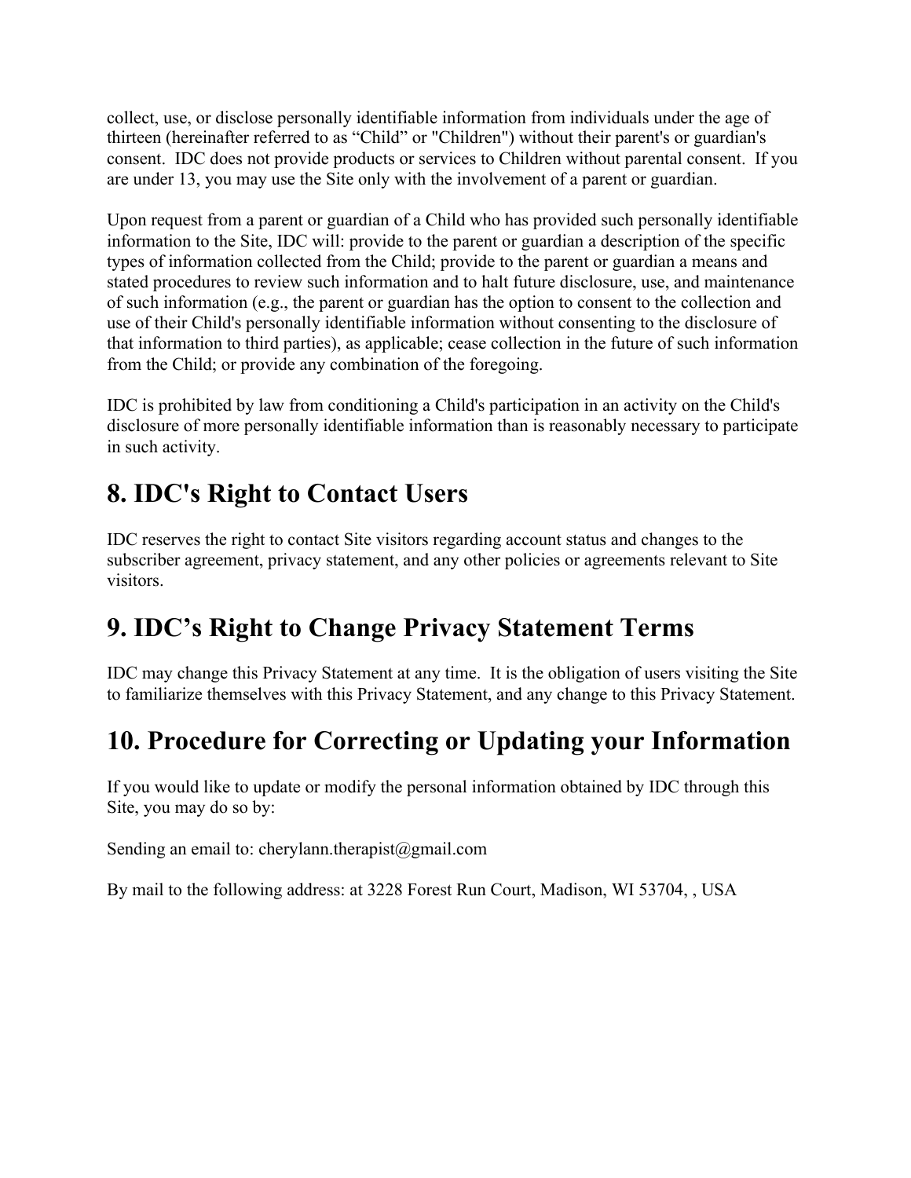collect, use, or disclose personally identifiable information from individuals under the age of thirteen (hereinafter referred to as “Child” or "Children") without their parent's or guardian's consent.  IDC does not provide products or services to Children without parental consent.  If you are under 13, you may use the Site only with the involvement of a parent or guardian.

Upon request from a parent or guardian of a Child who has provided such personally identifiable information to the Site, IDC will: provide to the parent or guardian a description of the specific types of information collected from the Child; provide to the parent or guardian a means and stated procedures to review such information and to halt future disclosure, use, and maintenance of such information (e.g., the parent or guardian has the option to consent to the collection and use of their Child's personally identifiable information without consenting to the disclosure of that information to third parties), as applicable; cease collection in the future of such information from the Child; or provide any combination of the foregoing.

IDC is prohibited by law from conditioning a Child's participation in an activity on the Child's disclosure of more personally identifiable information than is reasonably necessary to participate in such activity.

# 8. IDC's Right to Contact Users

IDC reserves the right to contact Site visitors regarding account status and changes to the subscriber agreement, privacy statement, and any other policies or agreements relevant to Site visitors.

# 9. IDC’s Right to Change Privacy Statement Terms

IDC may change this Privacy Statement at any time.  It is the obligation of users visiting the Site to familiarize themselves with this Privacy Statement, and any change to this Privacy Statement.

# 10. Procedure for Correcting or Updating your Information

If you would like to update or modify the personal information obtained by IDC through this Site, you may do so by:

Sending an email to: cherylann.therapist@gmail.com

By mail to the following address: at 3228 Forest Run Court, Madison, WI 53704, , USA